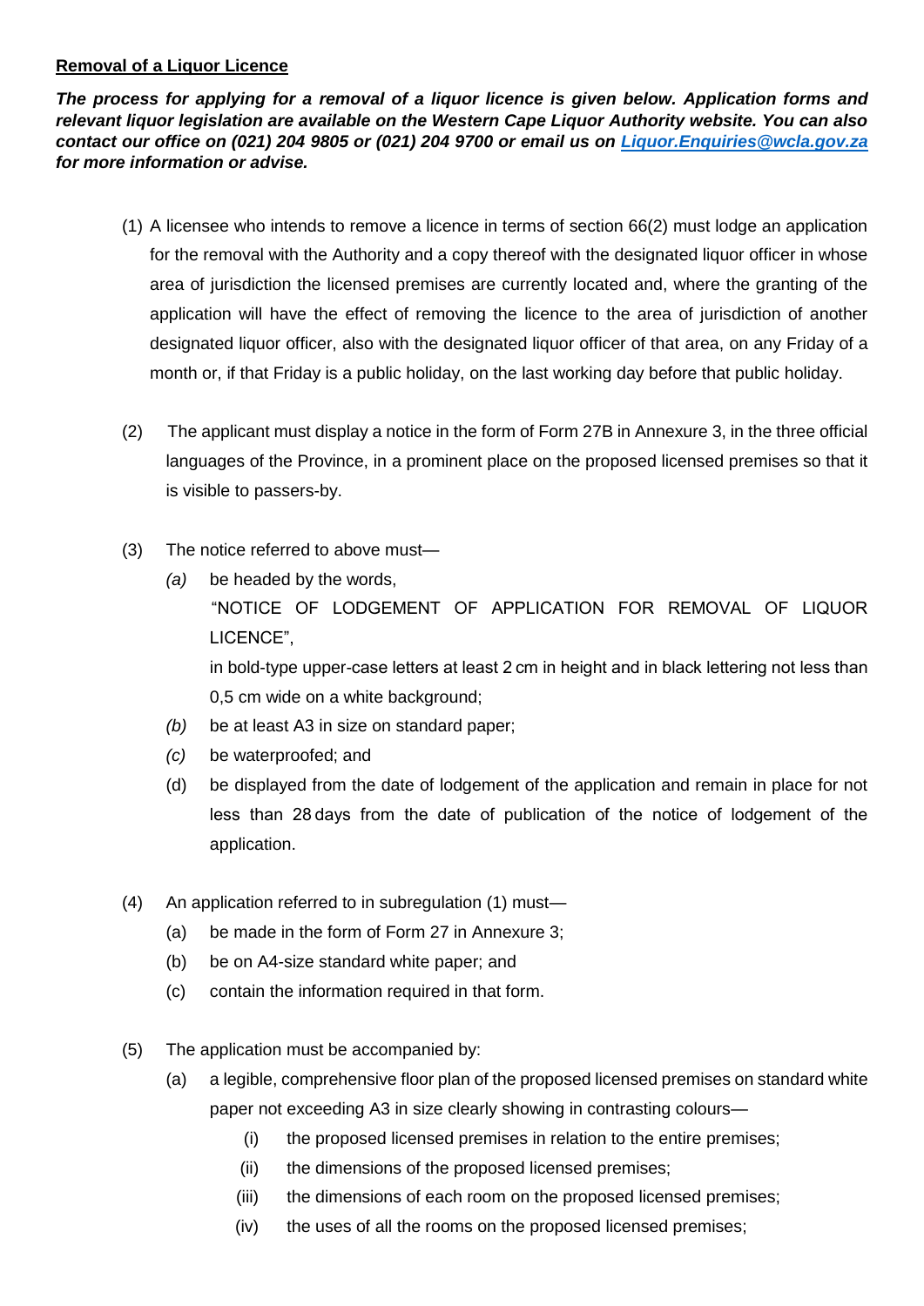**Removal of a Liquor Licence**

***The process for applying for a removal of a liquor licence is given below. Application forms and relevant liquor legislation are available on the Western Cape Liquor Authority website. You can also contact our office on (021) 204 9805 or (021) 204 9700 or email us on [Liquor.Enquiries@wcla.gov.za](mailto:Liquor.Enquiries@wcla.gov.za) for more information or advise.***

(1) A licensee who intends to remove a licence in terms of section 66(2) must lodge an application for the removal with the Authority and a copy thereof with the designated liquor officer in whose area of jurisdiction the licensed premises are currently located and, where the granting of the application will have the effect of removing the licence to the area of jurisdiction of another designated liquor officer, also with the designated liquor officer of that area, on any Friday of a month or, if that Friday is a public holiday, on the last working day before that public holiday.

(2) The applicant must display a notice in the form of Form 27B in Annexure 3, in the three official languages of the Province, in a prominent place on the proposed licensed premises so that it is visible to passers-by.

(3) The notice referred to above must—

*(a)* be headed by the words,
"NOTICE OF LODGEMENT OF APPLICATION FOR REMOVAL OF LIQUOR LICENCE",
in bold-type upper-case letters at least 2 cm in height and in black lettering not less than 0,5 cm wide on a white background;

*(b)* be at least A3 in size on standard paper;

*(c)* be waterproofed; and

(d) be displayed from the date of lodgement of the application and remain in place for not less than 28 days from the date of publication of the notice of lodgement of the application.

(4) An application referred to in subregulation (1) must—

(a) be made in the form of Form 27 in Annexure 3;

(b) be on A4-size standard white paper; and

(c) contain the information required in that form.

(5) The application must be accompanied by:

(a) a legible, comprehensive floor plan of the proposed licensed premises on standard white paper not exceeding A3 in size clearly showing in contrasting colours—

(i) the proposed licensed premises in relation to the entire premises;

(ii) the dimensions of the proposed licensed premises;

(iii) the dimensions of each room on the proposed licensed premises;

(iv) the uses of all the rooms on the proposed licensed premises;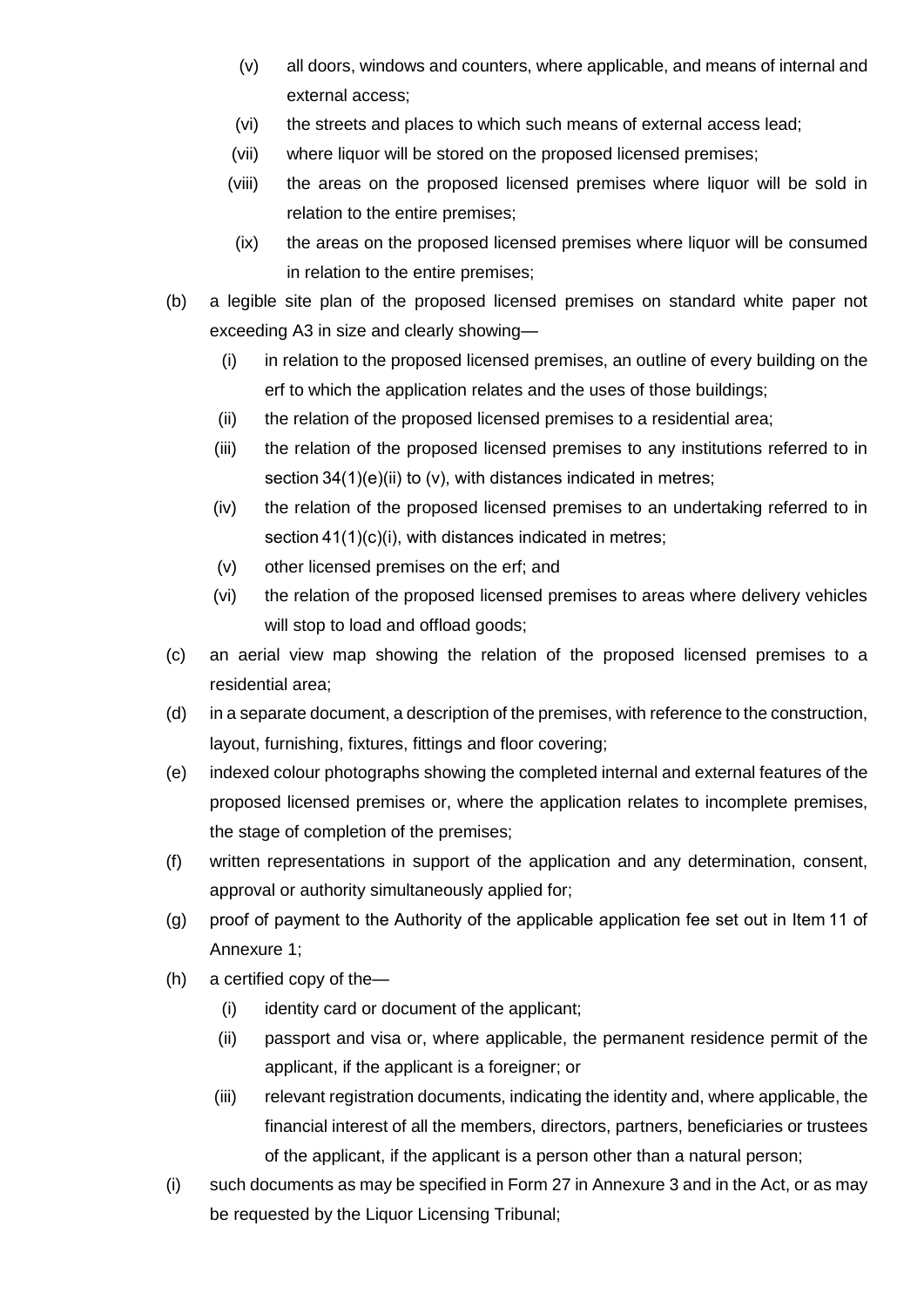(v) all doors, windows and counters, where applicable, and means of internal and external access;

(vi) the streets and places to which such means of external access lead;

(vii) where liquor will be stored on the proposed licensed premises;

(viii) the areas on the proposed licensed premises where liquor will be sold in relation to the entire premises;

(ix) the areas on the proposed licensed premises where liquor will be consumed in relation to the entire premises;

(b) a legible site plan of the proposed licensed premises on standard white paper not exceeding A3 in size and clearly showing—

(i) in relation to the proposed licensed premises, an outline of every building on the erf to which the application relates and the uses of those buildings;

(ii) the relation of the proposed licensed premises to a residential area;

(iii) the relation of the proposed licensed premises to any institutions referred to in section 34(1)(e)(ii) to (v), with distances indicated in metres;

(iv) the relation of the proposed licensed premises to an undertaking referred to in section 41(1)(c)(i), with distances indicated in metres;

(v) other licensed premises on the erf; and

(vi) the relation of the proposed licensed premises to areas where delivery vehicles will stop to load and offload goods;

(c) an aerial view map showing the relation of the proposed licensed premises to a residential area;

(d) in a separate document, a description of the premises, with reference to the construction, layout, furnishing, fixtures, fittings and floor covering;

(e) indexed colour photographs showing the completed internal and external features of the proposed licensed premises or, where the application relates to incomplete premises, the stage of completion of the premises;

(f) written representations in support of the application and any determination, consent, approval or authority simultaneously applied for;

(g) proof of payment to the Authority of the applicable application fee set out in Item 11 of Annexure 1;

(h) a certified copy of the—

(i) identity card or document of the applicant;

(ii) passport and visa or, where applicable, the permanent residence permit of the applicant, if the applicant is a foreigner; or

(iii) relevant registration documents, indicating the identity and, where applicable, the financial interest of all the members, directors, partners, beneficiaries or trustees of the applicant, if the applicant is a person other than a natural person;

(i) such documents as may be specified in Form 27 in Annexure 3 and in the Act, or as may be requested by the Liquor Licensing Tribunal;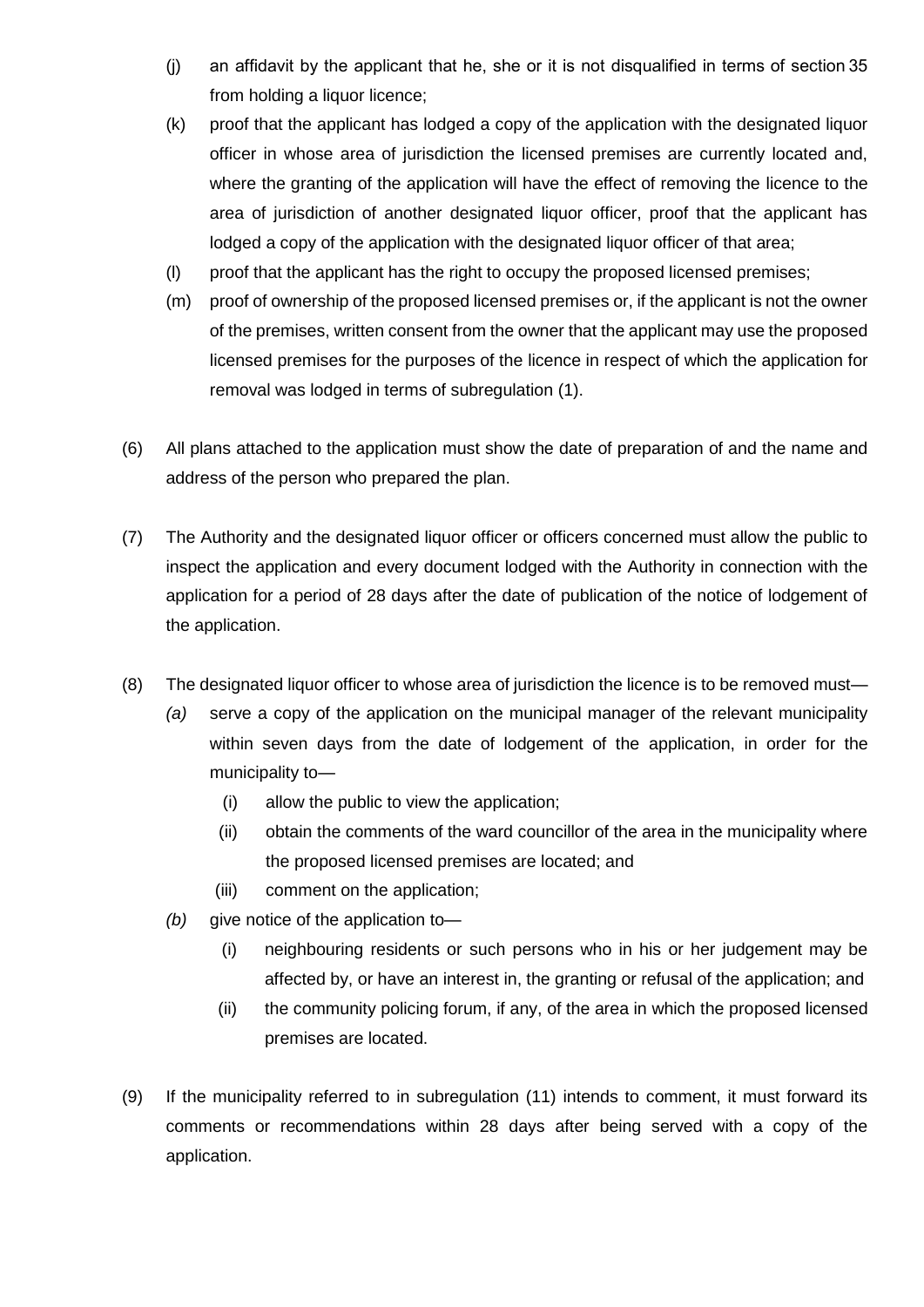(j) an affidavit by the applicant that he, she or it is not disqualified in terms of section 35 from holding a liquor licence;

(k) proof that the applicant has lodged a copy of the application with the designated liquor officer in whose area of jurisdiction the licensed premises are currently located and, where the granting of the application will have the effect of removing the licence to the area of jurisdiction of another designated liquor officer, proof that the applicant has lodged a copy of the application with the designated liquor officer of that area;

(l) proof that the applicant has the right to occupy the proposed licensed premises;

(m) proof of ownership of the proposed licensed premises or, if the applicant is not the owner of the premises, written consent from the owner that the applicant may use the proposed licensed premises for the purposes of the licence in respect of which the application for removal was lodged in terms of subregulation (1).

(6) All plans attached to the application must show the date of preparation of and the name and address of the person who prepared the plan.

(7) The Authority and the designated liquor officer or officers concerned must allow the public to inspect the application and every document lodged with the Authority in connection with the application for a period of 28 days after the date of publication of the notice of lodgement of the application.

(8) The designated liquor officer to whose area of jurisdiction the licence is to be removed must—

*(a)* serve a copy of the application on the municipal manager of the relevant municipality within seven days from the date of lodgement of the application, in order for the municipality to—

(i) allow the public to view the application;

(ii) obtain the comments of the ward councillor of the area in the municipality where the proposed licensed premises are located; and

(iii) comment on the application;

*(b)* give notice of the application to—

(i) neighbouring residents or such persons who in his or her judgement may be affected by, or have an interest in, the granting or refusal of the application; and

(ii) the community policing forum, if any, of the area in which the proposed licensed premises are located.

(9) If the municipality referred to in subregulation (11) intends to comment, it must forward its comments or recommendations within 28 days after being served with a copy of the application.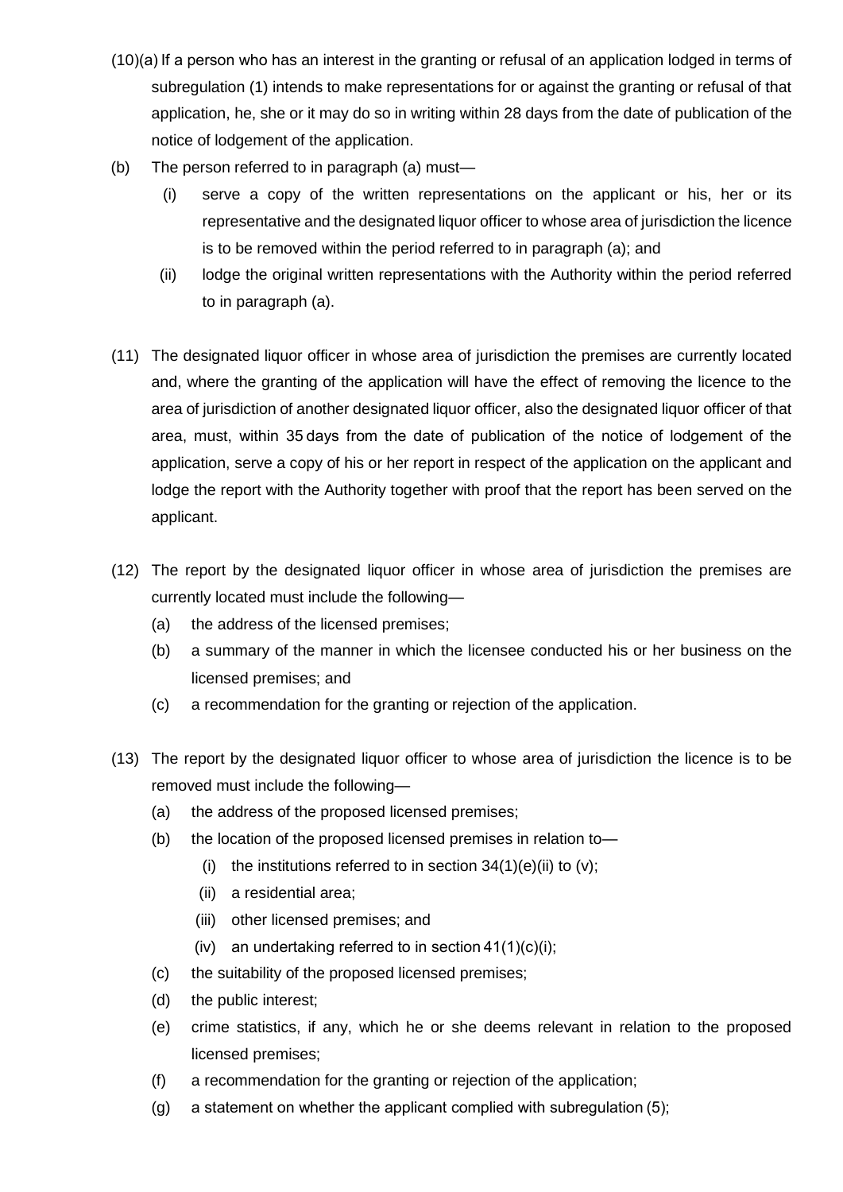(10)(a) If a person who has an interest in the granting or refusal of an application lodged in terms of subregulation (1) intends to make representations for or against the granting or refusal of that application, he, she or it may do so in writing within 28 days from the date of publication of the notice of lodgement of the application.

(b) The person referred to in paragraph (a) must—

  (i) serve a copy of the written representations on the applicant or his, her or its representative and the designated liquor officer to whose area of jurisdiction the licence is to be removed within the period referred to in paragraph (a); and

  (ii) lodge the original written representations with the Authority within the period referred to in paragraph (a).

(11) The designated liquor officer in whose area of jurisdiction the premises are currently located and, where the granting of the application will have the effect of removing the licence to the area of jurisdiction of another designated liquor officer, also the designated liquor officer of that area, must, within 35 days from the date of publication of the notice of lodgement of the application, serve a copy of his or her report in respect of the application on the applicant and lodge the report with the Authority together with proof that the report has been served on the applicant.

(12) The report by the designated liquor officer in whose area of jurisdiction the premises are currently located must include the following—

  (a) the address of the licensed premises;

  (b) a summary of the manner in which the licensee conducted his or her business on the licensed premises; and

  (c) a recommendation for the granting or rejection of the application.

(13) The report by the designated liquor officer to whose area of jurisdiction the licence is to be removed must include the following—

  (a) the address of the proposed licensed premises;

  (b) the location of the proposed licensed premises in relation to—

    (i) the institutions referred to in section 34(1)(e)(ii) to (v);

    (ii) a residential area;

    (iii) other licensed premises; and

    (iv) an undertaking referred to in section 41(1)(c)(i);

  (c) the suitability of the proposed licensed premises;

  (d) the public interest;

  (e) crime statistics, if any, which he or she deems relevant in relation to the proposed licensed premises;

  (f) a recommendation for the granting or rejection of the application;

  (g) a statement on whether the applicant complied with subregulation (5);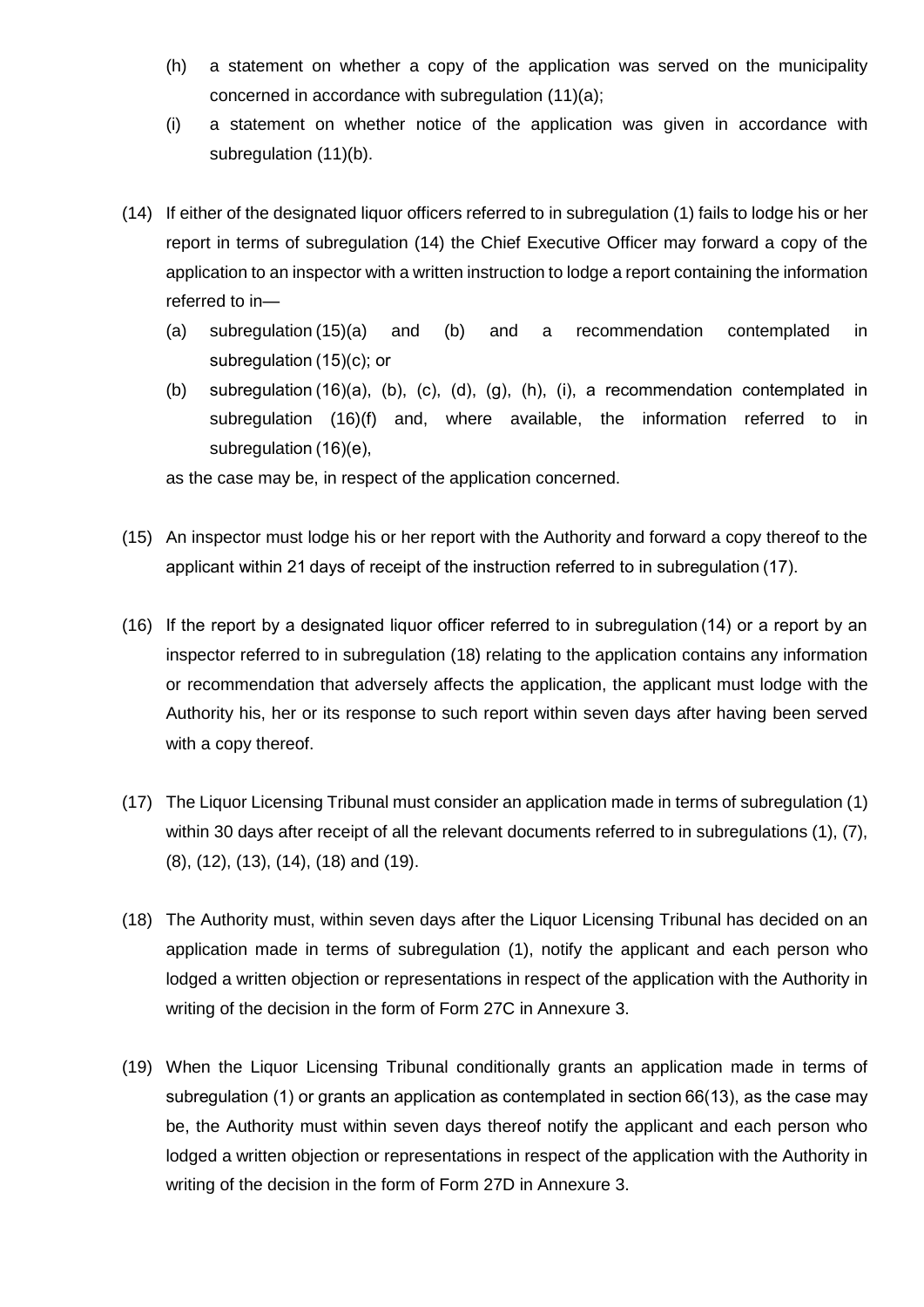(h) a statement on whether a copy of the application was served on the municipality concerned in accordance with subregulation (11)(a);

(i) a statement on whether notice of the application was given in accordance with subregulation (11)(b).

(14) If either of the designated liquor officers referred to in subregulation (1) fails to lodge his or her report in terms of subregulation (14) the Chief Executive Officer may forward a copy of the application to an inspector with a written instruction to lodge a report containing the information referred to in—

(a) subregulation (15)(a) and (b) and a recommendation contemplated in subregulation (15)(c); or

(b) subregulation (16)(a), (b), (c), (d), (g), (h), (i), a recommendation contemplated in subregulation (16)(f) and, where available, the information referred to in subregulation (16)(e),

as the case may be, in respect of the application concerned.

(15) An inspector must lodge his or her report with the Authority and forward a copy thereof to the applicant within 21 days of receipt of the instruction referred to in subregulation (17).

(16) If the report by a designated liquor officer referred to in subregulation (14) or a report by an inspector referred to in subregulation (18) relating to the application contains any information or recommendation that adversely affects the application, the applicant must lodge with the Authority his, her or its response to such report within seven days after having been served with a copy thereof.

(17) The Liquor Licensing Tribunal must consider an application made in terms of subregulation (1) within 30 days after receipt of all the relevant documents referred to in subregulations (1), (7), (8), (12), (13), (14), (18) and (19).

(18) The Authority must, within seven days after the Liquor Licensing Tribunal has decided on an application made in terms of subregulation (1), notify the applicant and each person who lodged a written objection or representations in respect of the application with the Authority in writing of the decision in the form of Form 27C in Annexure 3.

(19) When the Liquor Licensing Tribunal conditionally grants an application made in terms of subregulation (1) or grants an application as contemplated in section 66(13), as the case may be, the Authority must within seven days thereof notify the applicant and each person who lodged a written objection or representations in respect of the application with the Authority in writing of the decision in the form of Form 27D in Annexure 3.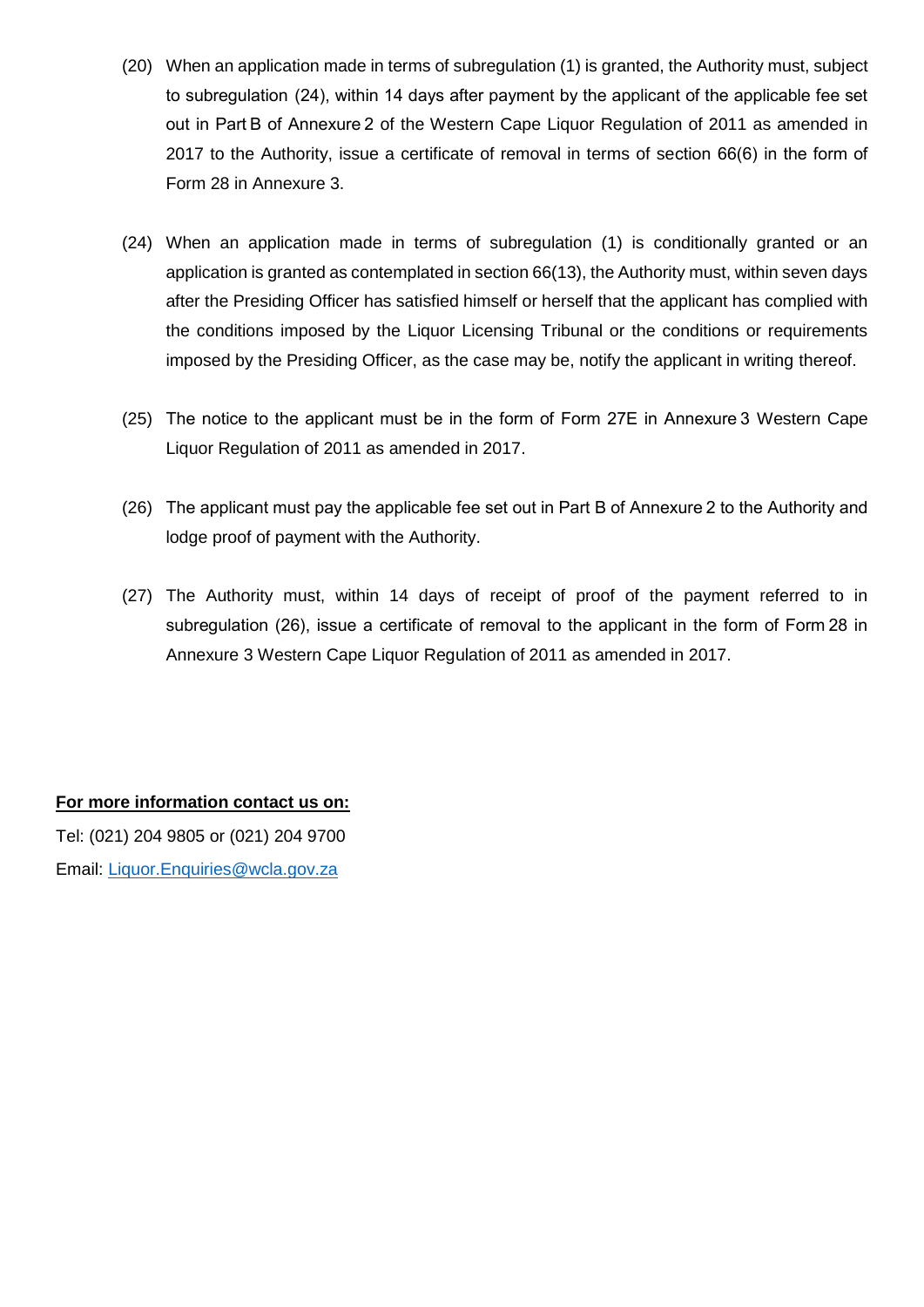(20) When an application made in terms of subregulation (1) is granted, the Authority must, subject to subregulation (24), within 14 days after payment by the applicant of the applicable fee set out in Part B of Annexure 2 of the Western Cape Liquor Regulation of 2011 as amended in 2017 to the Authority, issue a certificate of removal in terms of section 66(6) in the form of Form 28 in Annexure 3.

(24) When an application made in terms of subregulation (1) is conditionally granted or an application is granted as contemplated in section 66(13), the Authority must, within seven days after the Presiding Officer has satisfied himself or herself that the applicant has complied with the conditions imposed by the Liquor Licensing Tribunal or the conditions or requirements imposed by the Presiding Officer, as the case may be, notify the applicant in writing thereof.

(25) The notice to the applicant must be in the form of Form 27E in Annexure 3 Western Cape Liquor Regulation of 2011 as amended in 2017.

(26) The applicant must pay the applicable fee set out in Part B of Annexure 2 to the Authority and lodge proof of payment with the Authority.

(27) The Authority must, within 14 days of receipt of proof of the payment referred to in subregulation (26), issue a certificate of removal to the applicant in the form of Form 28 in Annexure 3 Western Cape Liquor Regulation of 2011 as amended in 2017.

**For more information contact us on:**

Tel: (021) 204 9805 or (021) 204 9700

Email: Liquor.Enquiries@wcla.gov.za